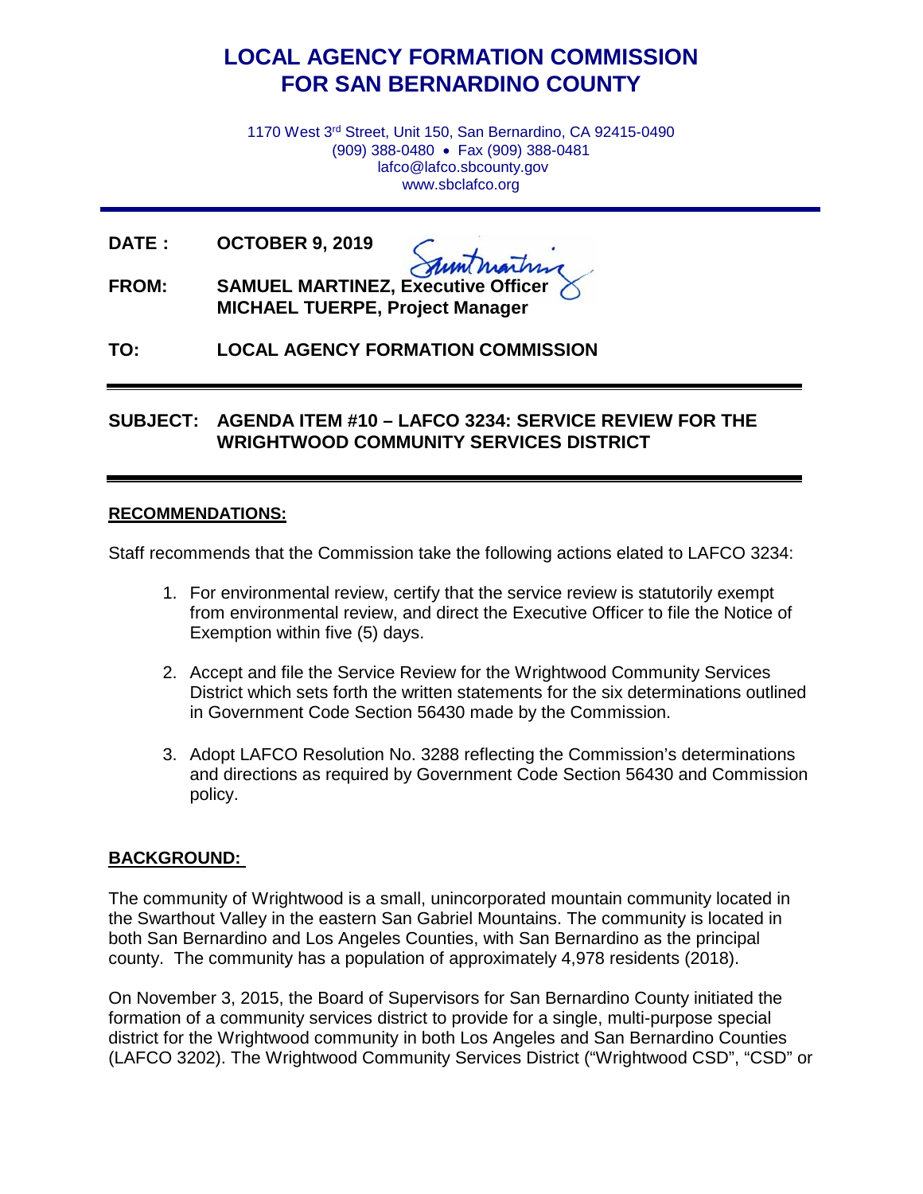# LOCAL AGENCY FORMATION COMMISSION
# FOR SAN BERNARDINO COUNTY

1170 West 3rd Street, Unit 150, San Bernardino, CA 92415-0490
(909) 388-0480 • Fax (909) 388-0481
lafco@lafco.sbcounty.gov
www.sbclafco.org

**DATE :** **OCTOBER 9, 2019**

**FROM:** **SAMUEL MARTINEZ, Executive Officer**
**MICHAEL TUERPE, Project Manager**

**TO:** **LOCAL AGENCY FORMATION COMMISSION**

**SUBJECT: AGENDA ITEM #10 – LAFCO 3234: SERVICE REVIEW FOR THE WRIGHTWOOD COMMUNITY SERVICES DISTRICT**

## RECOMMENDATIONS:

Staff recommends that the Commission take the following actions elated to LAFCO 3234:

1. For environmental review, certify that the service review is statutorily exempt from environmental review, and direct the Executive Officer to file the Notice of Exemption within five (5) days.
2. Accept and file the Service Review for the Wrightwood Community Services District which sets forth the written statements for the six determinations outlined in Government Code Section 56430 made by the Commission.
3. Adopt LAFCO Resolution No. 3288 reflecting the Commission's determinations and directions as required by Government Code Section 56430 and Commission policy.

## BACKGROUND:

The community of Wrightwood is a small, unincorporated mountain community located in the Swarthout Valley in the eastern San Gabriel Mountains. The community is located in both San Bernardino and Los Angeles Counties, with San Bernardino as the principal county. The community has a population of approximately 4,978 residents (2018).

On November 3, 2015, the Board of Supervisors for San Bernardino County initiated the formation of a community services district to provide for a single, multi-purpose special district for the Wrightwood community in both Los Angeles and San Bernardino Counties (LAFCO 3202). The Wrightwood Community Services District ("Wrightwood CSD", "CSD" or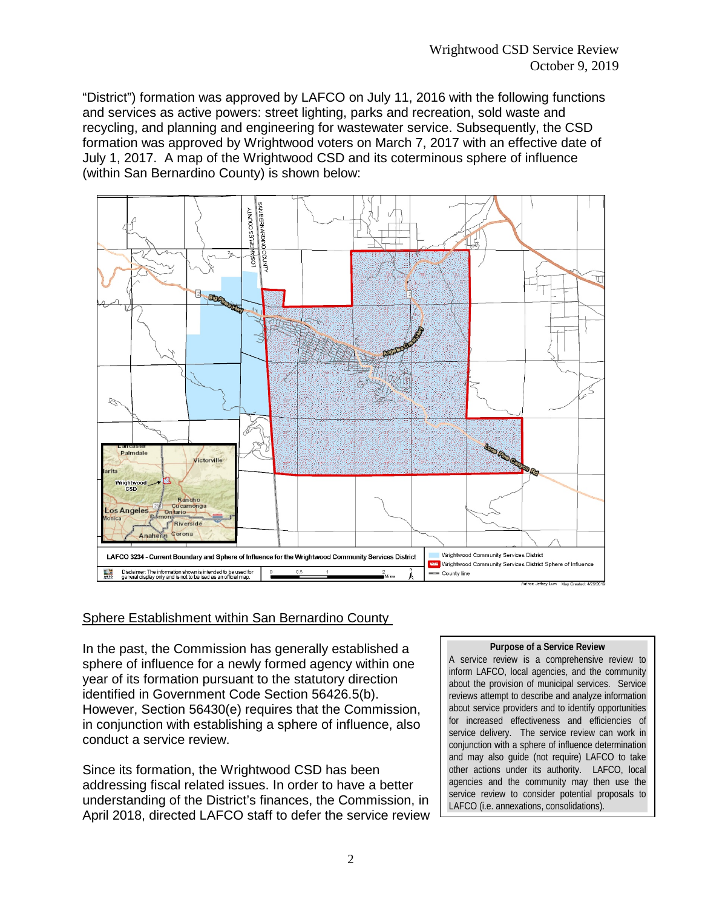"District") formation was approved by LAFCO on July 11, 2016 with the following functions and services as active powers: street lighting, parks and recreation, sold waste and recycling, and planning and engineering for wastewater service. Subsequently, the CSD formation was approved by Wrightwood voters on March 7, 2017 with an effective date of July 1, 2017. A map of the Wrightwood CSD and its coterminous sphere of influence (within San Bernardino County) is shown below:

LAFCO 3234 - Current Boundary and Sphere of Influence for the Wrightwood Community Services District

Disclaimer: The information shown is intended to be used for general display only and is not to be used as an official map.

Wrightwood Community Services District
Wrightwood Community Services District Sphere of Influence
County line

Author: Jeffrey Lum Map Created: 4/29/2019

## Sphere Establishment within San Bernardino County

In the past, the Commission has generally established a sphere of influence for a newly formed agency within one year of its formation pursuant to the statutory direction identified in Government Code Section 56426.5(b). However, Section 56430(e) requires that the Commission, in conjunction with establishing a sphere of influence, also conduct a service review.

> **Purpose of a Service Review**
>
> A service review is a comprehensive review to inform LAFCO, local agencies, and the community about the provision of municipal services. Service reviews attempt to describe and analyze information about service providers and to identify opportunities for increased effectiveness and efficiencies of service delivery. The service review can work in conjunction with a sphere of influence determination and may also guide (not require) LAFCO to take other actions under its authority. LAFCO, local agencies and the community may then use the service review to consider potential proposals to LAFCO (i.e. annexations, consolidations).

Since its formation, the Wrightwood CSD has been addressing fiscal related issues. In order to have a better understanding of the District's finances, the Commission, in April 2018, directed LAFCO staff to defer the service review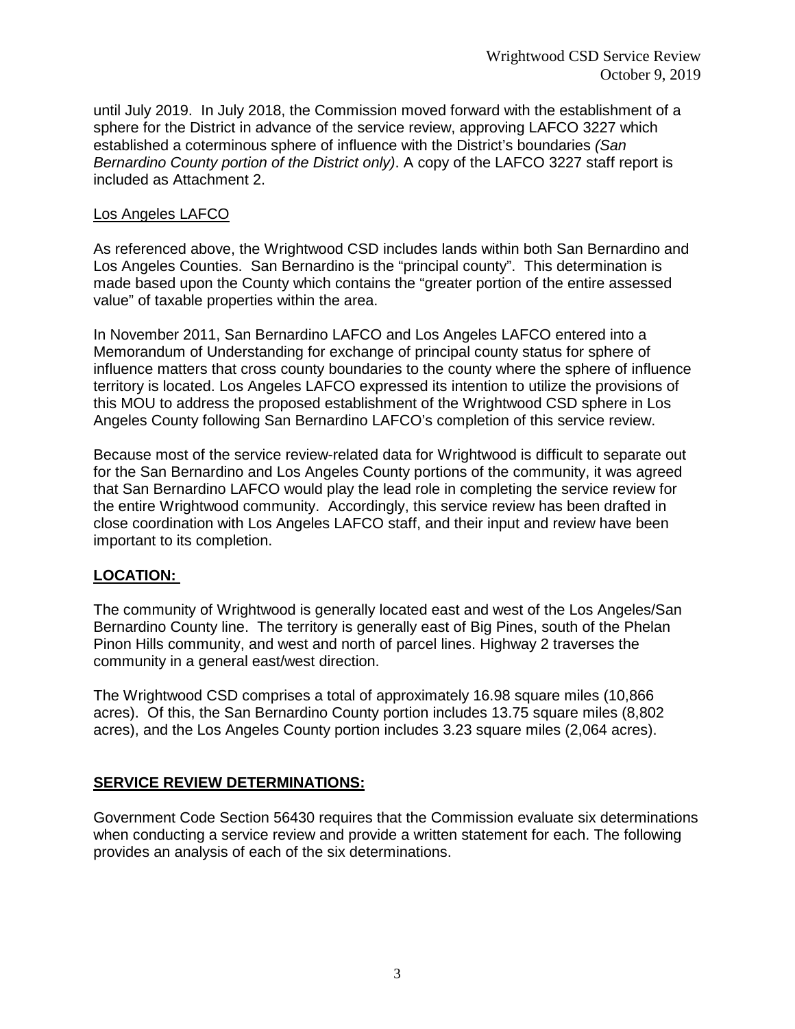until July 2019. In July 2018, the Commission moved forward with the establishment of a sphere for the District in advance of the service review, approving LAFCO 3227 which established a coterminous sphere of influence with the District's boundaries *(San Bernardino County portion of the District only)*. A copy of the LAFCO 3227 staff report is included as Attachment 2.

### Los Angeles LAFCO

As referenced above, the Wrightwood CSD includes lands within both San Bernardino and Los Angeles Counties. San Bernardino is the "principal county". This determination is made based upon the County which contains the "greater portion of the entire assessed value" of taxable properties within the area.

In November 2011, San Bernardino LAFCO and Los Angeles LAFCO entered into a Memorandum of Understanding for exchange of principal county status for sphere of influence matters that cross county boundaries to the county where the sphere of influence territory is located. Los Angeles LAFCO expressed its intention to utilize the provisions of this MOU to address the proposed establishment of the Wrightwood CSD sphere in Los Angeles County following San Bernardino LAFCO's completion of this service review.

Because most of the service review-related data for Wrightwood is difficult to separate out for the San Bernardino and Los Angeles County portions of the community, it was agreed that San Bernardino LAFCO would play the lead role in completing the service review for the entire Wrightwood community. Accordingly, this service review has been drafted in close coordination with Los Angeles LAFCO staff, and their input and review have been important to its completion.

## LOCATION:

The community of Wrightwood is generally located east and west of the Los Angeles/San Bernardino County line. The territory is generally east of Big Pines, south of the Phelan Pinon Hills community, and west and north of parcel lines. Highway 2 traverses the community in a general east/west direction.

The Wrightwood CSD comprises a total of approximately 16.98 square miles (10,866 acres). Of this, the San Bernardino County portion includes 13.75 square miles (8,802 acres), and the Los Angeles County portion includes 3.23 square miles (2,064 acres).

## SERVICE REVIEW DETERMINATIONS:

Government Code Section 56430 requires that the Commission evaluate six determinations when conducting a service review and provide a written statement for each. The following provides an analysis of each of the six determinations.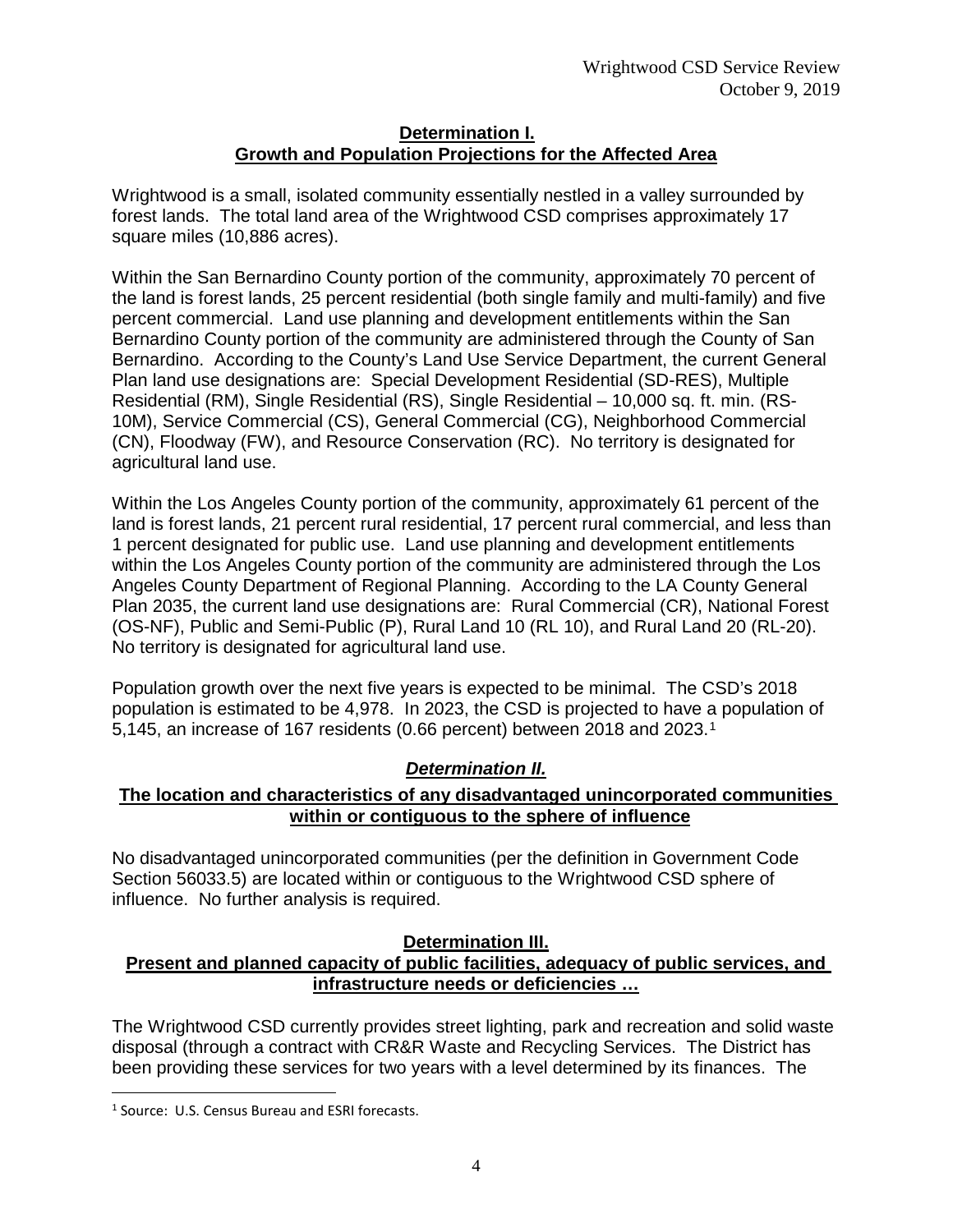## Determination I.
## Growth and Population Projections for the Affected Area

Wrightwood is a small, isolated community essentially nestled in a valley surrounded by forest lands. The total land area of the Wrightwood CSD comprises approximately 17 square miles (10,886 acres).

Within the San Bernardino County portion of the community, approximately 70 percent of the land is forest lands, 25 percent residential (both single family and multi-family) and five percent commercial. Land use planning and development entitlements within the San Bernardino County portion of the community are administered through the County of San Bernardino. According to the County's Land Use Service Department, the current General Plan land use designations are: Special Development Residential (SD-RES), Multiple Residential (RM), Single Residential (RS), Single Residential – 10,000 sq. ft. min. (RS-10M), Service Commercial (CS), General Commercial (CG), Neighborhood Commercial (CN), Floodway (FW), and Resource Conservation (RC). No territory is designated for agricultural land use.

Within the Los Angeles County portion of the community, approximately 61 percent of the land is forest lands, 21 percent rural residential, 17 percent rural commercial, and less than 1 percent designated for public use. Land use planning and development entitlements within the Los Angeles County portion of the community are administered through the Los Angeles County Department of Regional Planning. According to the LA County General Plan 2035, the current land use designations are: Rural Commercial (CR), National Forest (OS-NF), Public and Semi-Public (P), Rural Land 10 (RL 10), and Rural Land 20 (RL-20). No territory is designated for agricultural land use.

Population growth over the next five years is expected to be minimal. The CSD's 2018 population is estimated to be 4,978. In 2023, the CSD is projected to have a population of 5,145, an increase of 167 residents (0.66 percent) between 2018 and 2023.[1]

## *Determination II.*
## The location and characteristics of any disadvantaged unincorporated communities within or contiguous to the sphere of influence

No disadvantaged unincorporated communities (per the definition in Government Code Section 56033.5) are located within or contiguous to the Wrightwood CSD sphere of influence. No further analysis is required.

## Determination III.
## Present and planned capacity of public facilities, adequacy of public services, and infrastructure needs or deficiencies …

The Wrightwood CSD currently provides street lighting, park and recreation and solid waste disposal (through a contract with CR&R Waste and Recycling Services. The District has been providing these services for two years with a level determined by its finances. The

---

[1] Source: U.S. Census Bureau and ESRI forecasts.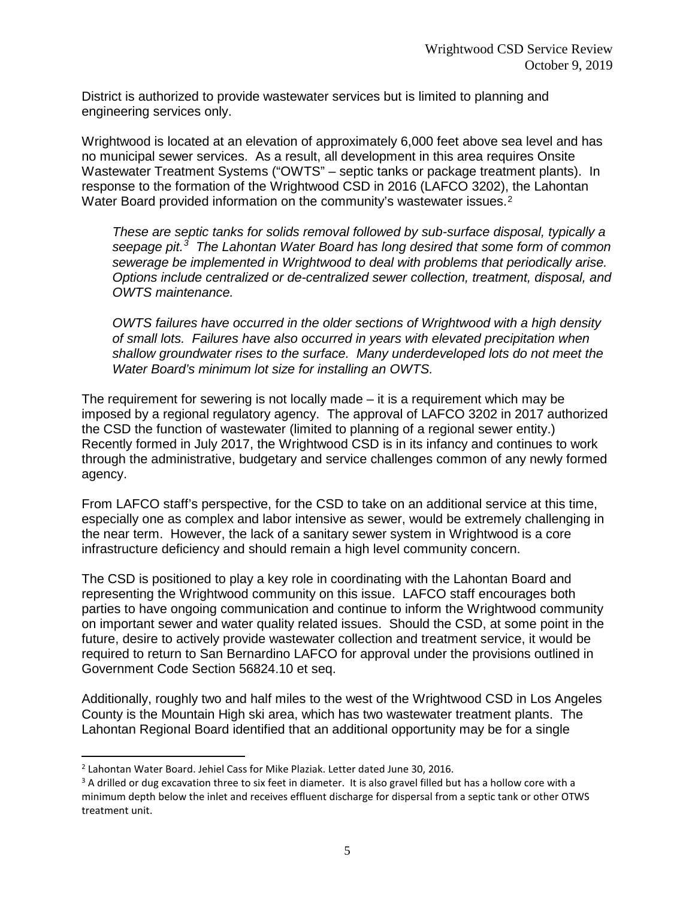District is authorized to provide wastewater services but is limited to planning and engineering services only.

Wrightwood is located at an elevation of approximately 6,000 feet above sea level and has no municipal sewer services. As a result, all development in this area requires Onsite Wastewater Treatment Systems ("OWTS" – septic tanks or package treatment plants). In response to the formation of the Wrightwood CSD in 2016 (LAFCO 3202), the Lahontan Water Board provided information on the community's wastewater issues.[2]

> *These are septic tanks for solids removal followed by sub-surface disposal, typically a seepage pit.[3] The Lahontan Water Board has long desired that some form of common sewerage be implemented in Wrightwood to deal with problems that periodically arise. Options include centralized or de-centralized sewer collection, treatment, disposal, and OWTS maintenance.*
>
> *OWTS failures have occurred in the older sections of Wrightwood with a high density of small lots. Failures have also occurred in years with elevated precipitation when shallow groundwater rises to the surface. Many underdeveloped lots do not meet the Water Board's minimum lot size for installing an OWTS.*

The requirement for sewering is not locally made – it is a requirement which may be imposed by a regional regulatory agency. The approval of LAFCO 3202 in 2017 authorized the CSD the function of wastewater (limited to planning of a regional sewer entity.) Recently formed in July 2017, the Wrightwood CSD is in its infancy and continues to work through the administrative, budgetary and service challenges common of any newly formed agency.

From LAFCO staff's perspective, for the CSD to take on an additional service at this time, especially one as complex and labor intensive as sewer, would be extremely challenging in the near term. However, the lack of a sanitary sewer system in Wrightwood is a core infrastructure deficiency and should remain a high level community concern.

The CSD is positioned to play a key role in coordinating with the Lahontan Board and representing the Wrightwood community on this issue. LAFCO staff encourages both parties to have ongoing communication and continue to inform the Wrightwood community on important sewer and water quality related issues. Should the CSD, at some point in the future, desire to actively provide wastewater collection and treatment service, it would be required to return to San Bernardino LAFCO for approval under the provisions outlined in Government Code Section 56824.10 et seq.

Additionally, roughly two and half miles to the west of the Wrightwood CSD in Los Angeles County is the Mountain High ski area, which has two wastewater treatment plants. The Lahontan Regional Board identified that an additional opportunity may be for a single

---

[2] Lahontan Water Board. Jehiel Cass for Mike Plaziak. Letter dated June 30, 2016.

[3] A drilled or dug excavation three to six feet in diameter. It is also gravel filled but has a hollow core with a minimum depth below the inlet and receives effluent discharge for dispersal from a septic tank or other OTWS treatment unit.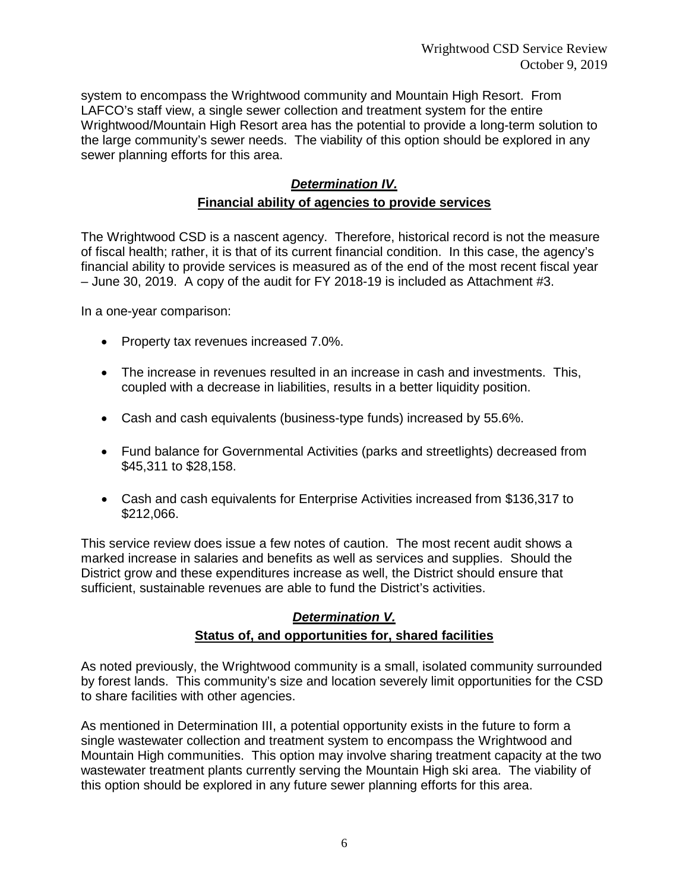system to encompass the Wrightwood community and Mountain High Resort. From LAFCO's staff view, a single sewer collection and treatment system for the entire Wrightwood/Mountain High Resort area has the potential to provide a long-term solution to the large community's sewer needs. The viability of this option should be explored in any sewer planning efforts for this area.

## ***Determination IV.***

## **Financial ability of agencies to provide services**

The Wrightwood CSD is a nascent agency. Therefore, historical record is not the measure of fiscal health; rather, it is that of its current financial condition. In this case, the agency's financial ability to provide services is measured as of the end of the most recent fiscal year – June 30, 2019. A copy of the audit for FY 2018-19 is included as Attachment #3.

In a one-year comparison:

- Property tax revenues increased 7.0%.
- The increase in revenues resulted in an increase in cash and investments. This, coupled with a decrease in liabilities, results in a better liquidity position.
- Cash and cash equivalents (business-type funds) increased by 55.6%.
- Fund balance for Governmental Activities (parks and streetlights) decreased from $45,311 to $28,158.
- Cash and cash equivalents for Enterprise Activities increased from $136,317 to $212,066.

This service review does issue a few notes of caution. The most recent audit shows a marked increase in salaries and benefits as well as services and supplies. Should the District grow and these expenditures increase as well, the District should ensure that sufficient, sustainable revenues are able to fund the District's activities.

## ***Determination V.***

## **Status of, and opportunities for, shared facilities**

As noted previously, the Wrightwood community is a small, isolated community surrounded by forest lands. This community's size and location severely limit opportunities for the CSD to share facilities with other agencies.

As mentioned in Determination III, a potential opportunity exists in the future to form a single wastewater collection and treatment system to encompass the Wrightwood and Mountain High communities. This option may involve sharing treatment capacity at the two wastewater treatment plants currently serving the Mountain High ski area. The viability of this option should be explored in any future sewer planning efforts for this area.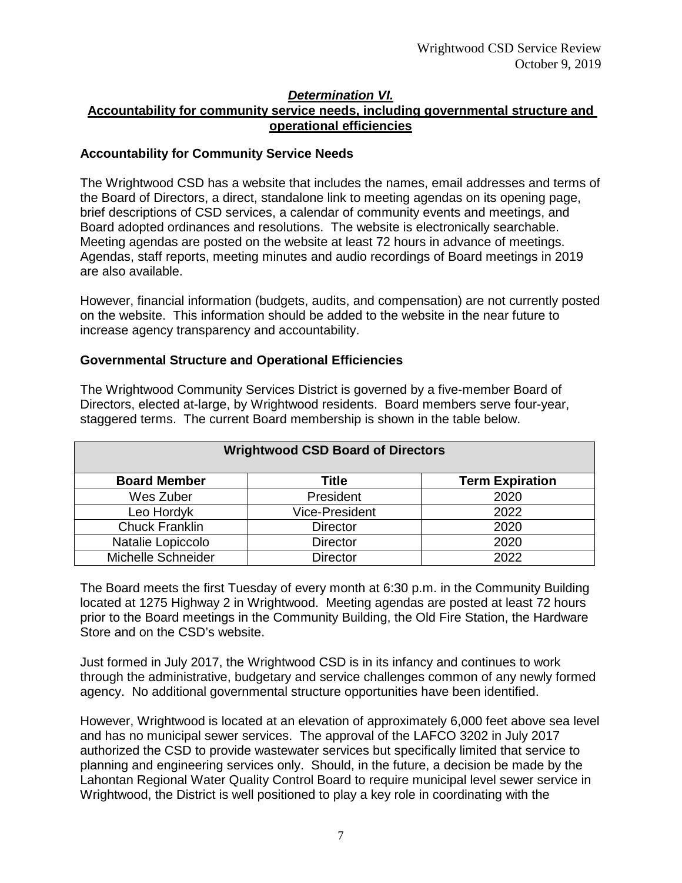## *Determination VI.*

## Accountability for community service needs, including governmental structure and operational efficiencies

### Accountability for Community Service Needs

The Wrightwood CSD has a website that includes the names, email addresses and terms of the Board of Directors, a direct, standalone link to meeting agendas on its opening page, brief descriptions of CSD services, a calendar of community events and meetings, and Board adopted ordinances and resolutions. The website is electronically searchable. Meeting agendas are posted on the website at least 72 hours in advance of meetings. Agendas, staff reports, meeting minutes and audio recordings of Board meetings in 2019 are also available.

However, financial information (budgets, audits, and compensation) are not currently posted on the website. This information should be added to the website in the near future to increase agency transparency and accountability.

### Governmental Structure and Operational Efficiencies

The Wrightwood Community Services District is governed by a five-member Board of Directors, elected at-large, by Wrightwood residents. Board members serve four-year, staggered terms. The current Board membership is shown in the table below.

| Wrightwood CSD Board of Directors | | |
|---|---|---|
| **Board Member** | **Title** | **Term Expiration** |
| Wes Zuber | President | 2020 |
| Leo Hordyk | Vice-President | 2022 |
| Chuck Franklin | Director | 2020 |
| Natalie Lopiccolo | Director | 2020 |
| Michelle Schneider | Director | 2022 |

The Board meets the first Tuesday of every month at 6:30 p.m. in the Community Building located at 1275 Highway 2 in Wrightwood. Meeting agendas are posted at least 72 hours prior to the Board meetings in the Community Building, the Old Fire Station, the Hardware Store and on the CSD's website.

Just formed in July 2017, the Wrightwood CSD is in its infancy and continues to work through the administrative, budgetary and service challenges common of any newly formed agency. No additional governmental structure opportunities have been identified.

However, Wrightwood is located at an elevation of approximately 6,000 feet above sea level and has no municipal sewer services. The approval of the LAFCO 3202 in July 2017 authorized the CSD to provide wastewater services but specifically limited that service to planning and engineering services only. Should, in the future, a decision be made by the Lahontan Regional Water Quality Control Board to require municipal level sewer service in Wrightwood, the District is well positioned to play a key role in coordinating with the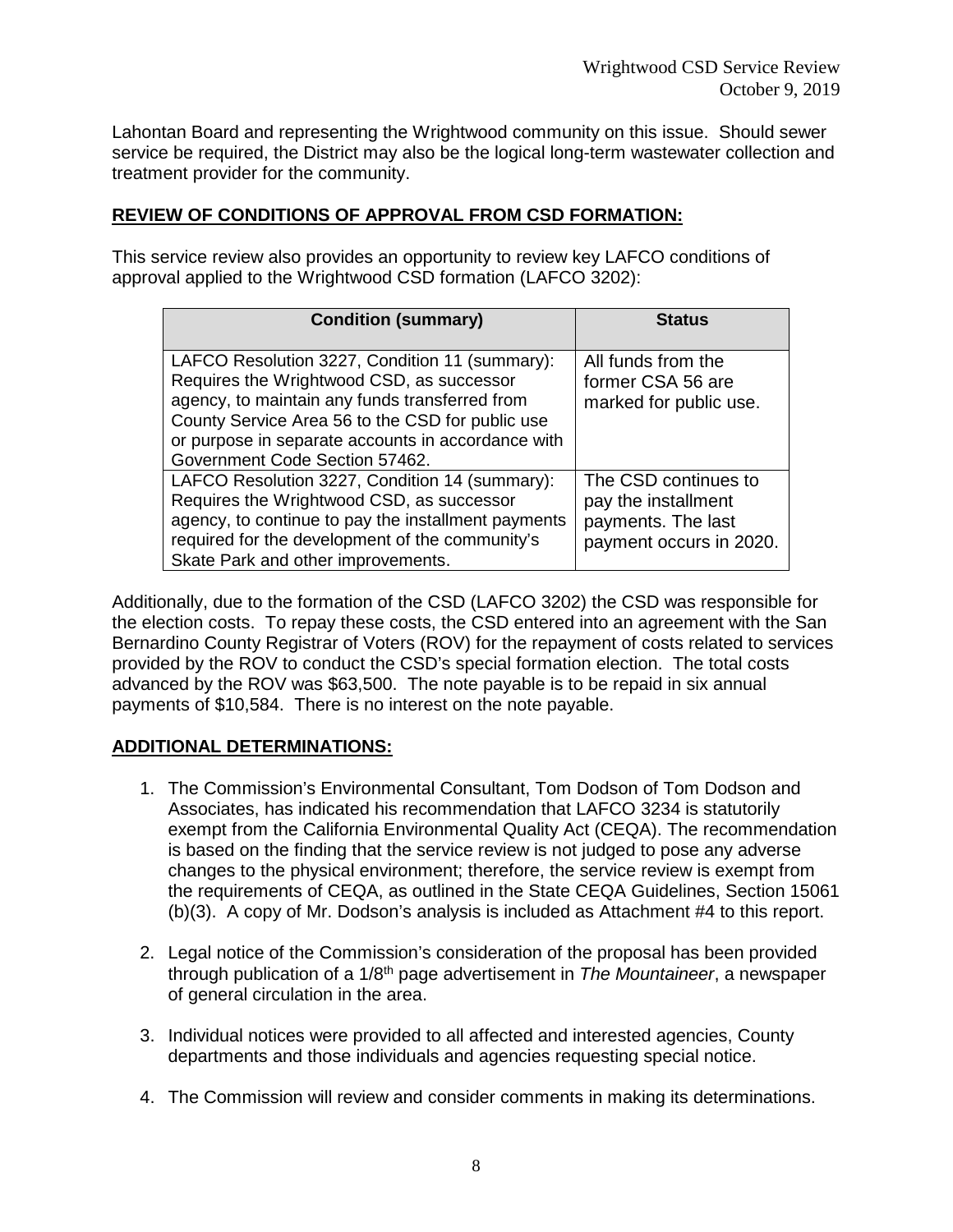Lahontan Board and representing the Wrightwood community on this issue. Should sewer service be required, the District may also be the logical long-term wastewater collection and treatment provider for the community.

## REVIEW OF CONDITIONS OF APPROVAL FROM CSD FORMATION:

This service review also provides an opportunity to review key LAFCO conditions of approval applied to the Wrightwood CSD formation (LAFCO 3202):

| Condition (summary) | Status |
| --- | --- |
| LAFCO Resolution 3227, Condition 11 (summary): Requires the Wrightwood CSD, as successor agency, to maintain any funds transferred from County Service Area 56 to the CSD for public use or purpose in separate accounts in accordance with Government Code Section 57462. | All funds from the former CSA 56 are marked for public use. |
| LAFCO Resolution 3227, Condition 14 (summary): Requires the Wrightwood CSD, as successor agency, to continue to pay the installment payments required for the development of the community's Skate Park and other improvements. | The CSD continues to pay the installment payments. The last payment occurs in 2020. |

Additionally, due to the formation of the CSD (LAFCO 3202) the CSD was responsible for the election costs. To repay these costs, the CSD entered into an agreement with the San Bernardino County Registrar of Voters (ROV) for the repayment of costs related to services provided by the ROV to conduct the CSD's special formation election. The total costs advanced by the ROV was $63,500. The note payable is to be repaid in six annual payments of $10,584. There is no interest on the note payable.

## ADDITIONAL DETERMINATIONS:

1. The Commission's Environmental Consultant, Tom Dodson of Tom Dodson and Associates, has indicated his recommendation that LAFCO 3234 is statutorily exempt from the California Environmental Quality Act (CEQA). The recommendation is based on the finding that the service review is not judged to pose any adverse changes to the physical environment; therefore, the service review is exempt from the requirements of CEQA, as outlined in the State CEQA Guidelines, Section 15061 (b)(3). A copy of Mr. Dodson's analysis is included as Attachment #4 to this report.

2. Legal notice of the Commission's consideration of the proposal has been provided through publication of a 1/8th page advertisement in *The Mountaineer*, a newspaper of general circulation in the area.

3. Individual notices were provided to all affected and interested agencies, County departments and those individuals and agencies requesting special notice.

4. The Commission will review and consider comments in making its determinations.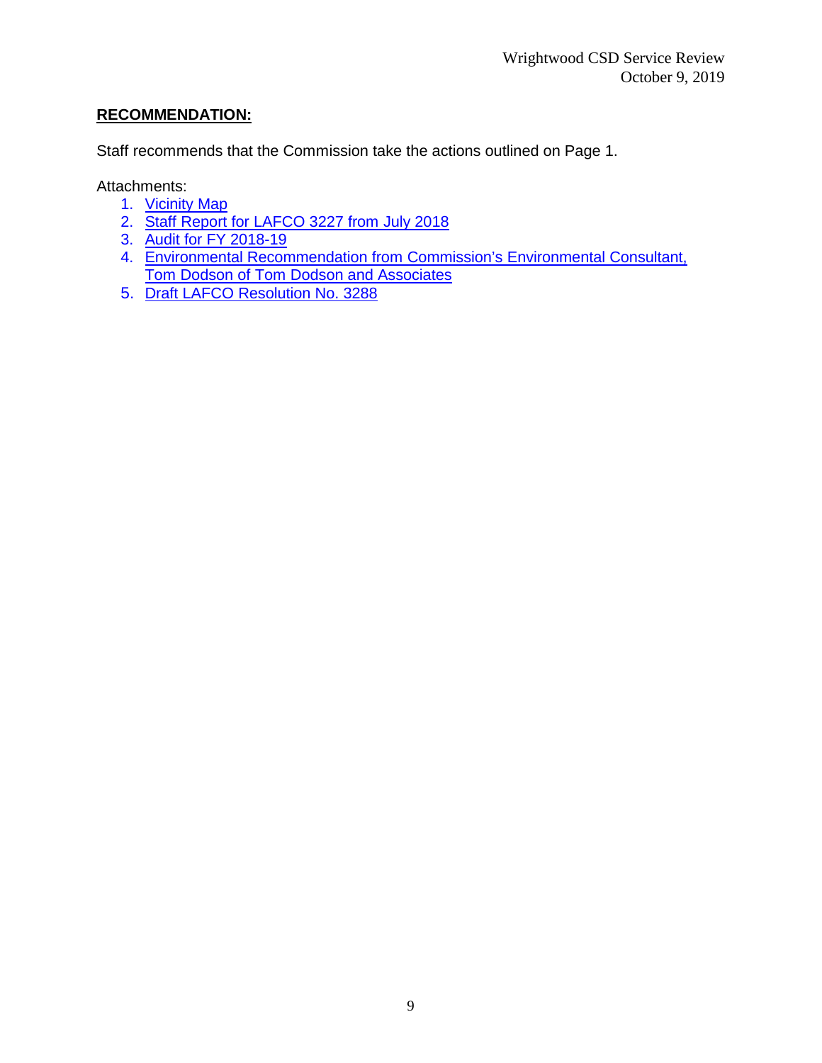## RECOMMENDATION:

Staff recommends that the Commission take the actions outlined on Page 1.

Attachments:

1. Vicinity Map
2. Staff Report for LAFCO 3227 from July 2018
3. Audit for FY 2018-19
4. Environmental Recommendation from Commission's Environmental Consultant, Tom Dodson of Tom Dodson and Associates
5. Draft LAFCO Resolution No. 3288